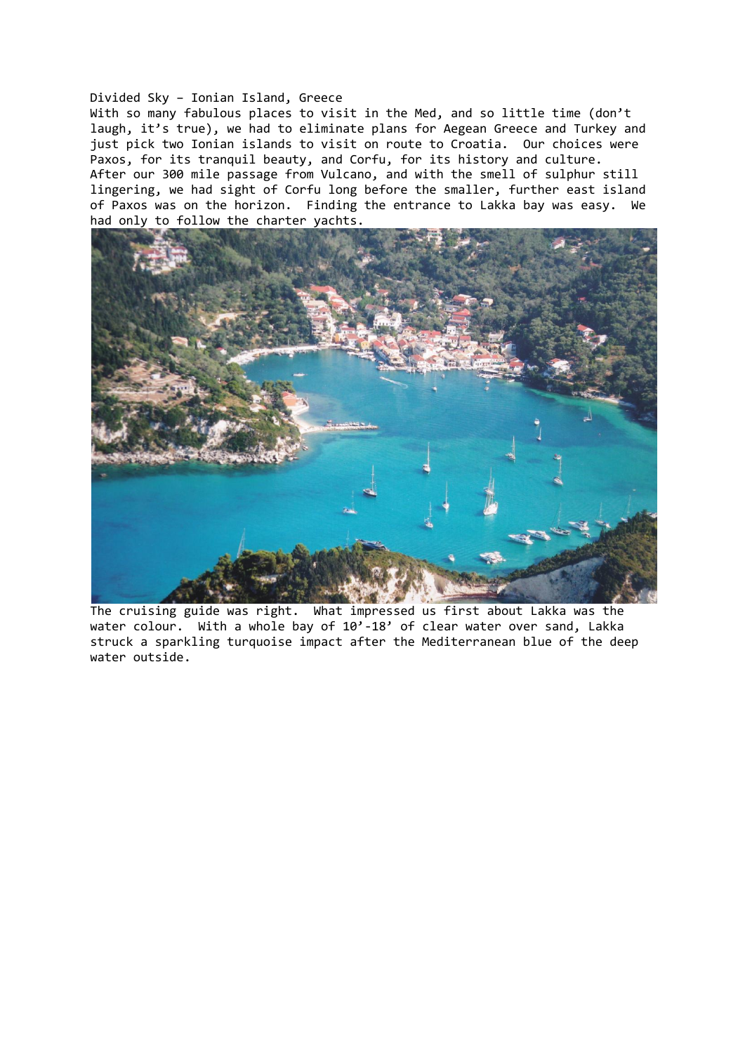Divided Sky – Ionian Island, Greece

With so many fabulous places to visit in the Med, and so little time (don't laugh, it's true), we had to eliminate plans for Aegean Greece and Turkey and just pick two Ionian islands to visit on route to Croatia. Our choices were Paxos, for its tranquil beauty, and Corfu, for its history and culture.

After our 300 mile passage from Vulcano, and with the smell of sulphur still lingering, we had sight of Corfu long before the smaller, further east island of Paxos was on the horizon. Finding the entrance to Lakka bay was easy. We had only to follow the charter yachts.

The cruising guide was right. What impressed us first about Lakka was the water colour. With a whole bay of 10'-18' of clear water over sand, Lakka struck a sparkling turquoise impact after the Mediterranean blue of the deep water outside.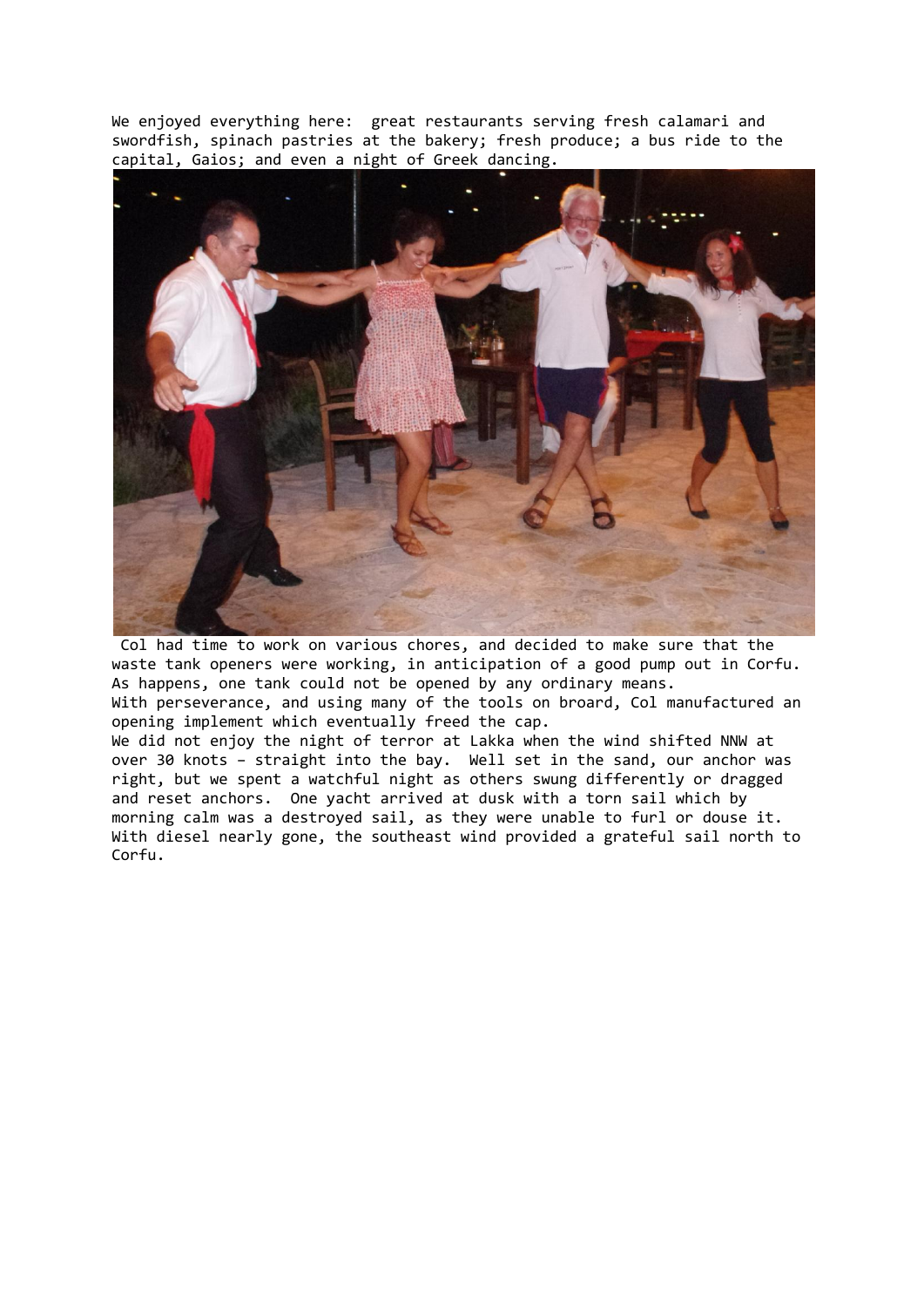We enjoyed everything here: great restaurants serving fresh calamari and swordfish, spinach pastries at the bakery; fresh produce; a bus ride to the capital, Gaios; and even a night of Greek dancing.

Col had time to work on various chores, and decided to make sure that the waste tank openers were working, in anticipation of a good pump out in Corfu. As happens, one tank could not be opened by any ordinary means.
With perseverance, and using many of the tools on broard, Col manufactured an opening implement which eventually freed the cap.
We did not enjoy the night of terror at Lakka when the wind shifted NNW at over 30 knots – straight into the bay. Well set in the sand, our anchor was right, but we spent a watchful night as others swung differently or dragged and reset anchors. One yacht arrived at dusk with a torn sail which by morning calm was a destroyed sail, as they were unable to furl or douse it. With diesel nearly gone, the southeast wind provided a grateful sail north to Corfu.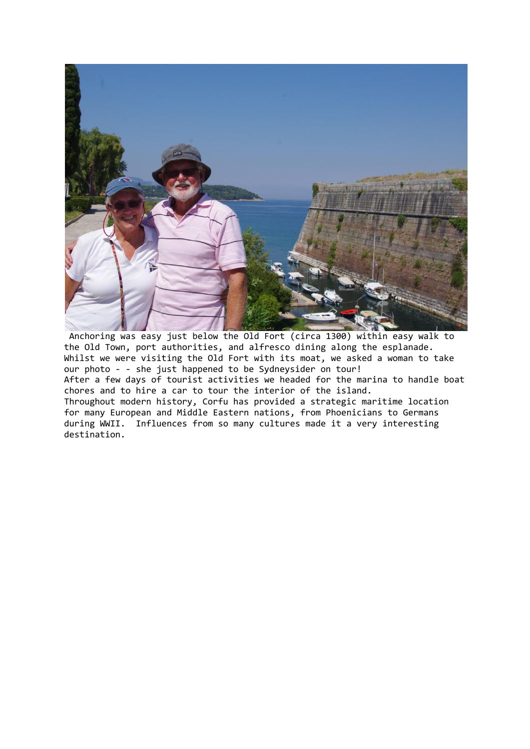Anchoring was easy just below the Old Fort (circa 1300) within easy walk to the Old Town, port authorities, and alfresco dining along the esplanade. Whilst we were visiting the Old Fort with its moat, we asked a woman to take our photo - - she just happened to be Sydneysider on tour!

After a few days of tourist activities we headed for the marina to handle boat chores and to hire a car to tour the interior of the island.

Throughout modern history, Corfu has provided a strategic maritime location for many European and Middle Eastern nations, from Phoenicians to Germans during WWII. Influences from so many cultures made it a very interesting destination.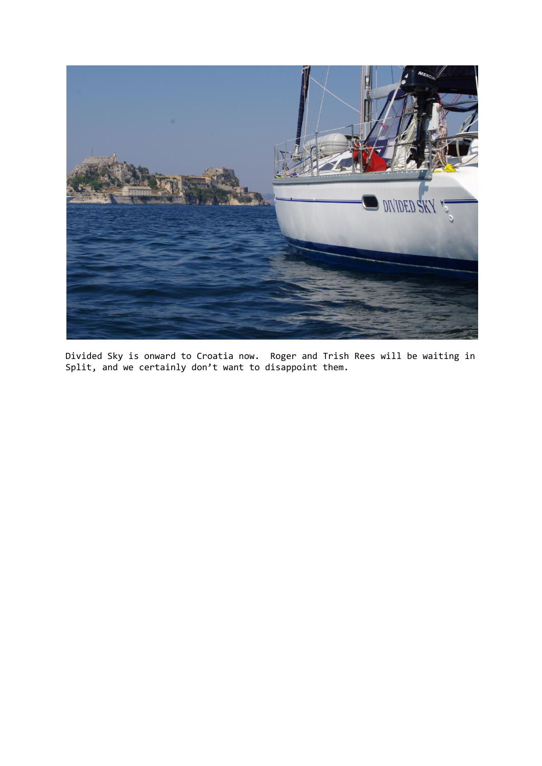Divided Sky is onward to Croatia now. Roger and Trish Rees will be waiting in Split, and we certainly don't want to disappoint them.